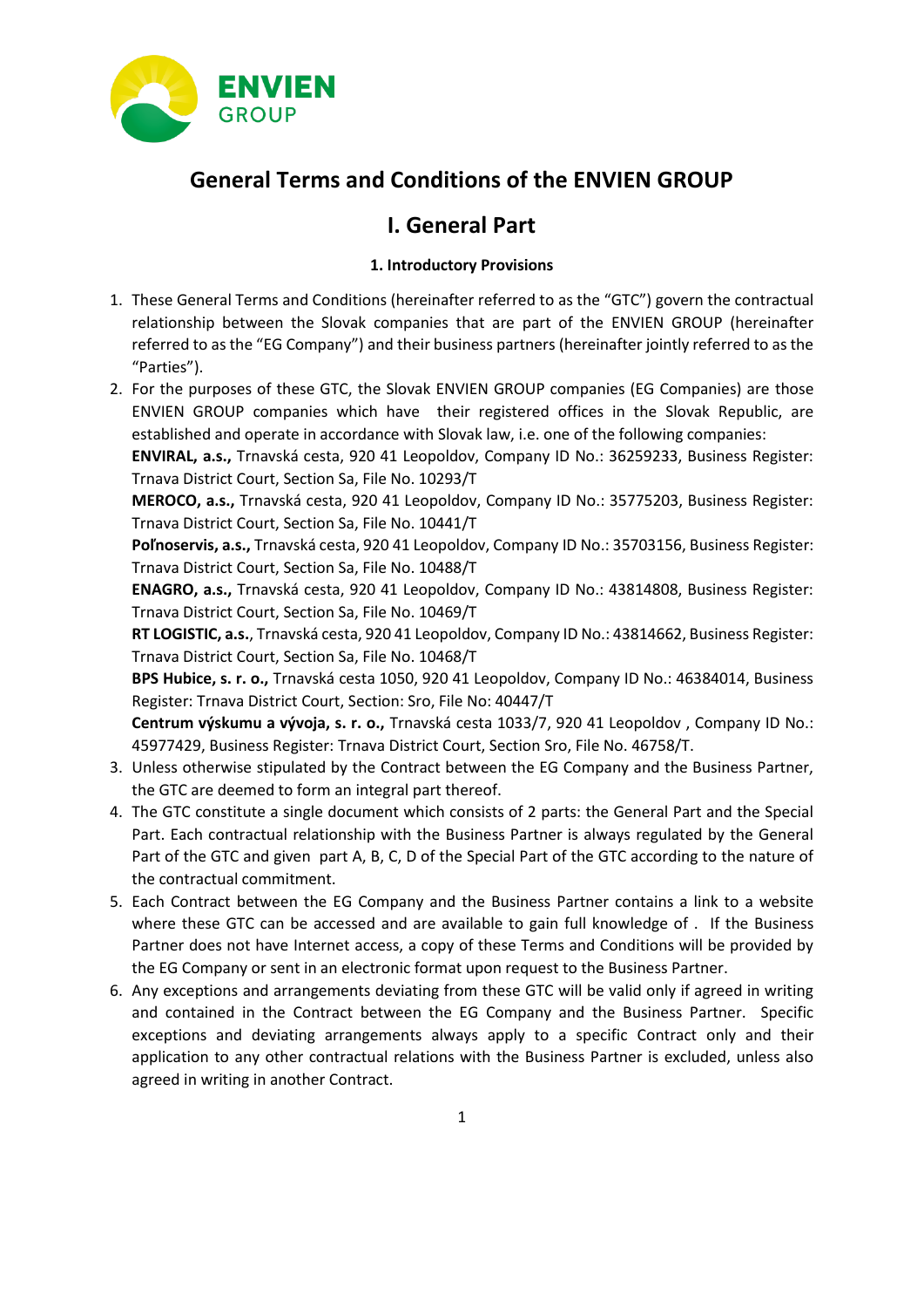# General Terms and Conditions of the ENVIEN GROUP

## I. General Part

### 1. Introductory Provisions

1. These General Terms and Conditions (hereinafter referred to as the "GTC") govern the contractual relationship between the Slovak companies that are part of the ENVIEN GROUP (hereinafter referred to as the "EG Company") and their business partners (hereinafter jointly referred to as the "Parties").
2. For the purposes of these GTC, the Slovak ENVIEN GROUP companies (EG Companies) are those ENVIEN GROUP companies which have their registered offices in the Slovak Republic, are established and operate in accordance with Slovak law, i.e. one of the following companies:
   **ENVIRAL, a.s.,** Trnavská cesta, 920 41 Leopoldov, Company ID No.: 36259233, Business Register: Trnava District Court, Section Sa, File No. 10293/T
   **MEROCO, a.s.,** Trnavská cesta, 920 41 Leopoldov, Company ID No.: 35775203, Business Register: Trnava District Court, Section Sa, File No. 10441/T
   **Poľnoservis, a.s.,** Trnavská cesta, 920 41 Leopoldov, Company ID No.: 35703156, Business Register: Trnava District Court, Section Sa, File No. 10488/T
   **ENAGRO, a.s.,** Trnavská cesta, 920 41 Leopoldov, Company ID No.: 43814808, Business Register: Trnava District Court, Section Sa, File No. 10469/T
   **RT LOGISTIC, a.s.**, Trnavská cesta, 920 41 Leopoldov, Company ID No.: 43814662, Business Register: Trnava District Court, Section Sa, File No. 10468/T
   **BPS Hubice, s. r. o.,** Trnavská cesta 1050, 920 41 Leopoldov, Company ID No.: 46384014, Business Register: Trnava District Court, Section: Sro, File No: 40447/T
   **Centrum výskumu a vývoja, s. r. o.,** Trnavská cesta 1033/7, 920 41 Leopoldov , Company ID No.: 45977429, Business Register: Trnava District Court, Section Sro, File No. 46758/T.
3. Unless otherwise stipulated by the Contract between the EG Company and the Business Partner, the GTC are deemed to form an integral part thereof.
4. The GTC constitute a single document which consists of 2 parts: the General Part and the Special Part. Each contractual relationship with the Business Partner is always regulated by the General Part of the GTC and given part A, B, C, D of the Special Part of the GTC according to the nature of the contractual commitment.
5. Each Contract between the EG Company and the Business Partner contains a link to a website where these GTC can be accessed and are available to gain full knowledge of . If the Business Partner does not have Internet access, a copy of these Terms and Conditions will be provided by the EG Company or sent in an electronic format upon request to the Business Partner.
6. Any exceptions and arrangements deviating from these GTC will be valid only if agreed in writing and contained in the Contract between the EG Company and the Business Partner. Specific exceptions and deviating arrangements always apply to a specific Contract only and their application to any other contractual relations with the Business Partner is excluded, unless also agreed in writing in another Contract.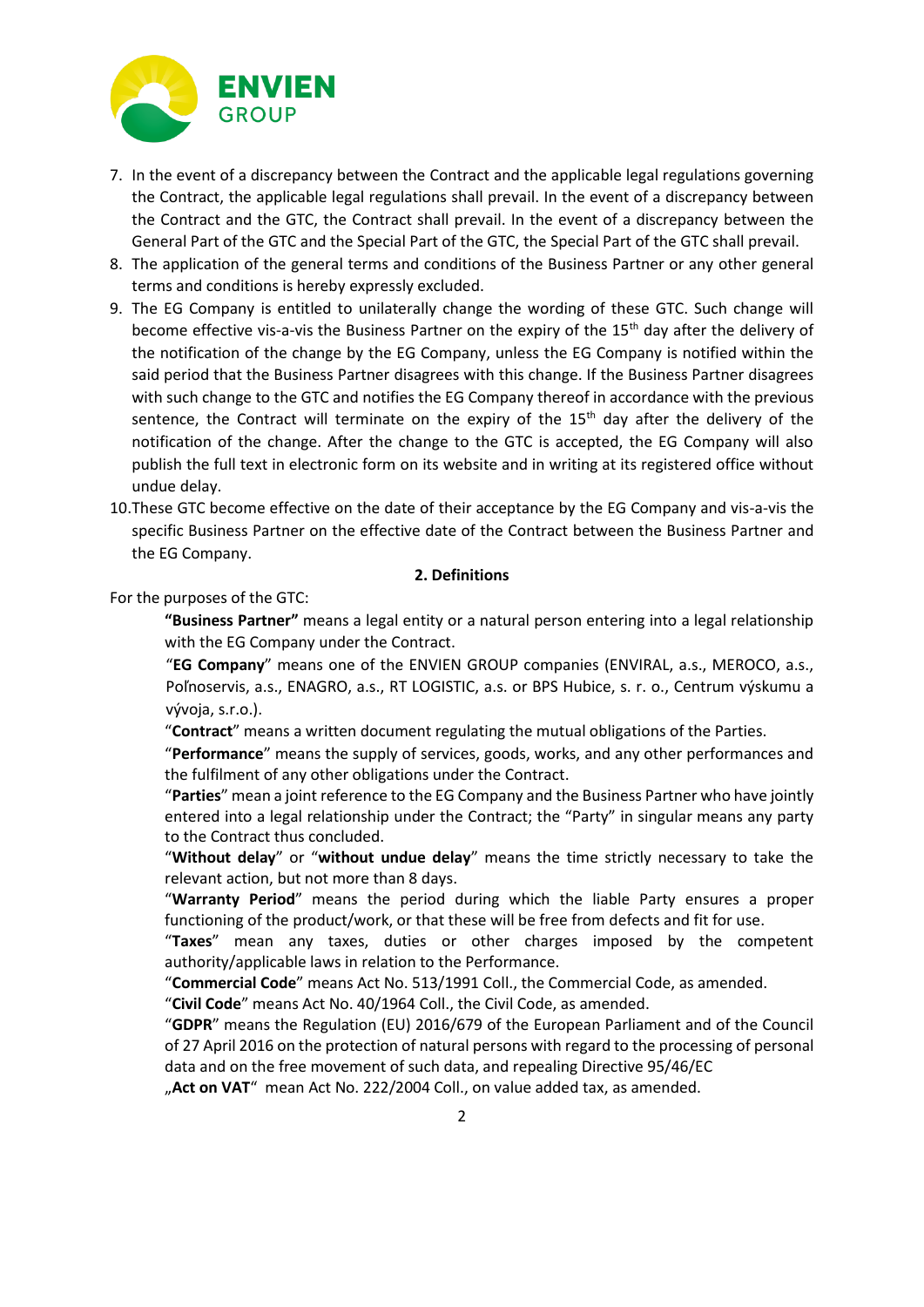7. In the event of a discrepancy between the Contract and the applicable legal regulations governing the Contract, the applicable legal regulations shall prevail. In the event of a discrepancy between the Contract and the GTC, the Contract shall prevail. In the event of a discrepancy between the General Part of the GTC and the Special Part of the GTC, the Special Part of the GTC shall prevail.
8. The application of the general terms and conditions of the Business Partner or any other general terms and conditions is hereby expressly excluded.
9. The EG Company is entitled to unilaterally change the wording of these GTC. Such change will become effective vis-a-vis the Business Partner on the expiry of the 15th day after the delivery of the notification of the change by the EG Company, unless the EG Company is notified within the said period that the Business Partner disagrees with this change. If the Business Partner disagrees with such change to the GTC and notifies the EG Company thereof in accordance with the previous sentence, the Contract will terminate on the expiry of the 15th day after the delivery of the notification of the change. After the change to the GTC is accepted, the EG Company will also publish the full text in electronic form on its website and in writing at its registered office without undue delay.
10. These GTC become effective on the date of their acceptance by the EG Company and vis-a-vis the specific Business Partner on the effective date of the Contract between the Business Partner and the EG Company.

## 2. Definitions

For the purposes of the GTC:

**"Business Partner"** means a legal entity or a natural person entering into a legal relationship with the EG Company under the Contract.

"**EG Company**" means one of the ENVIEN GROUP companies (ENVIRAL, a.s., MEROCO, a.s., Poľnoservis, a.s., ENAGRO, a.s., RT LOGISTIC, a.s. or BPS Hubice, s. r. o., Centrum výskumu a vývoja, s.r.o.).

"**Contract**" means a written document regulating the mutual obligations of the Parties.

"**Performance**" means the supply of services, goods, works, and any other performances and the fulfilment of any other obligations under the Contract.

"**Parties**" mean a joint reference to the EG Company and the Business Partner who have jointly entered into a legal relationship under the Contract; the "Party" in singular means any party to the Contract thus concluded.

"**Without delay**" or "**without undue delay**" means the time strictly necessary to take the relevant action, but not more than 8 days.

"**Warranty Period**" means the period during which the liable Party ensures a proper functioning of the product/work, or that these will be free from defects and fit for use.

"**Taxes**" mean any taxes, duties or other charges imposed by the competent authority/applicable laws in relation to the Performance.

"**Commercial Code**" means Act No. 513/1991 Coll., the Commercial Code, as amended.

"**Civil Code**" means Act No. 40/1964 Coll., the Civil Code, as amended.

"**GDPR**" means the Regulation (EU) 2016/679 of the European Parliament and of the Council of 27 April 2016 on the protection of natural persons with regard to the processing of personal data and on the free movement of such data, and repealing Directive 95/46/EC

„**Act on VAT**" mean Act No. 222/2004 Coll., on value added tax, as amended.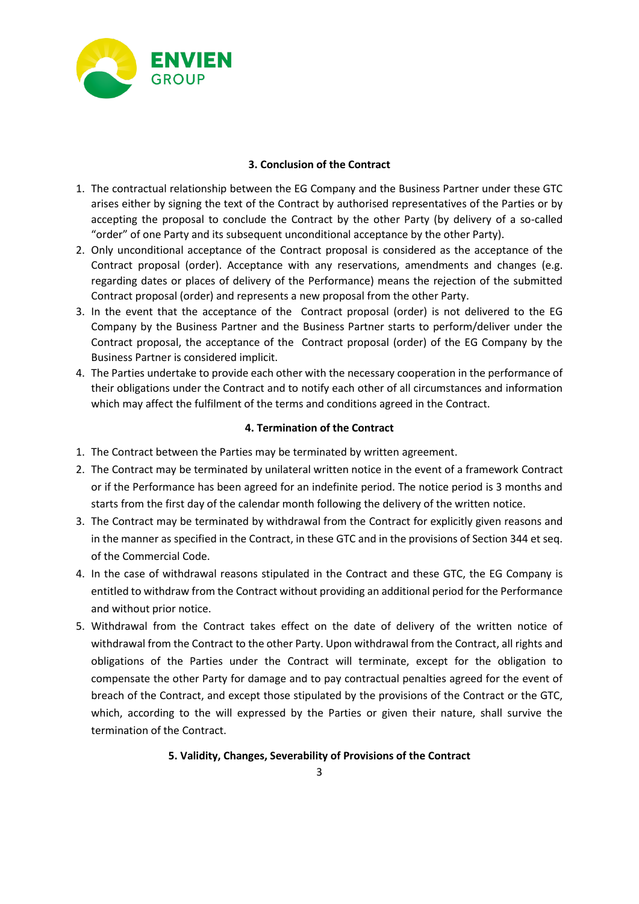### 3. Conclusion of the Contract

1. The contractual relationship between the EG Company and the Business Partner under these GTC arises either by signing the text of the Contract by authorised representatives of the Parties or by accepting the proposal to conclude the Contract by the other Party (by delivery of a so-called "order" of one Party and its subsequent unconditional acceptance by the other Party).
2. Only unconditional acceptance of the Contract proposal is considered as the acceptance of the Contract proposal (order). Acceptance with any reservations, amendments and changes (e.g. regarding dates or places of delivery of the Performance) means the rejection of the submitted Contract proposal (order) and represents a new proposal from the other Party.
3. In the event that the acceptance of the Contract proposal (order) is not delivered to the EG Company by the Business Partner and the Business Partner starts to perform/deliver under the Contract proposal, the acceptance of the Contract proposal (order) of the EG Company by the Business Partner is considered implicit.
4. The Parties undertake to provide each other with the necessary cooperation in the performance of their obligations under the Contract and to notify each other of all circumstances and information which may affect the fulfilment of the terms and conditions agreed in the Contract.

### 4. Termination of the Contract

1. The Contract between the Parties may be terminated by written agreement.
2. The Contract may be terminated by unilateral written notice in the event of a framework Contract or if the Performance has been agreed for an indefinite period. The notice period is 3 months and starts from the first day of the calendar month following the delivery of the written notice.
3. The Contract may be terminated by withdrawal from the Contract for explicitly given reasons and in the manner as specified in the Contract, in these GTC and in the provisions of Section 344 et seq. of the Commercial Code.
4. In the case of withdrawal reasons stipulated in the Contract and these GTC, the EG Company is entitled to withdraw from the Contract without providing an additional period for the Performance and without prior notice.
5. Withdrawal from the Contract takes effect on the date of delivery of the written notice of withdrawal from the Contract to the other Party. Upon withdrawal from the Contract, all rights and obligations of the Parties under the Contract will terminate, except for the obligation to compensate the other Party for damage and to pay contractual penalties agreed for the event of breach of the Contract, and except those stipulated by the provisions of the Contract or the GTC, which, according to the will expressed by the Parties or given their nature, shall survive the termination of the Contract.

### 5. Validity, Changes, Severability of Provisions of the Contract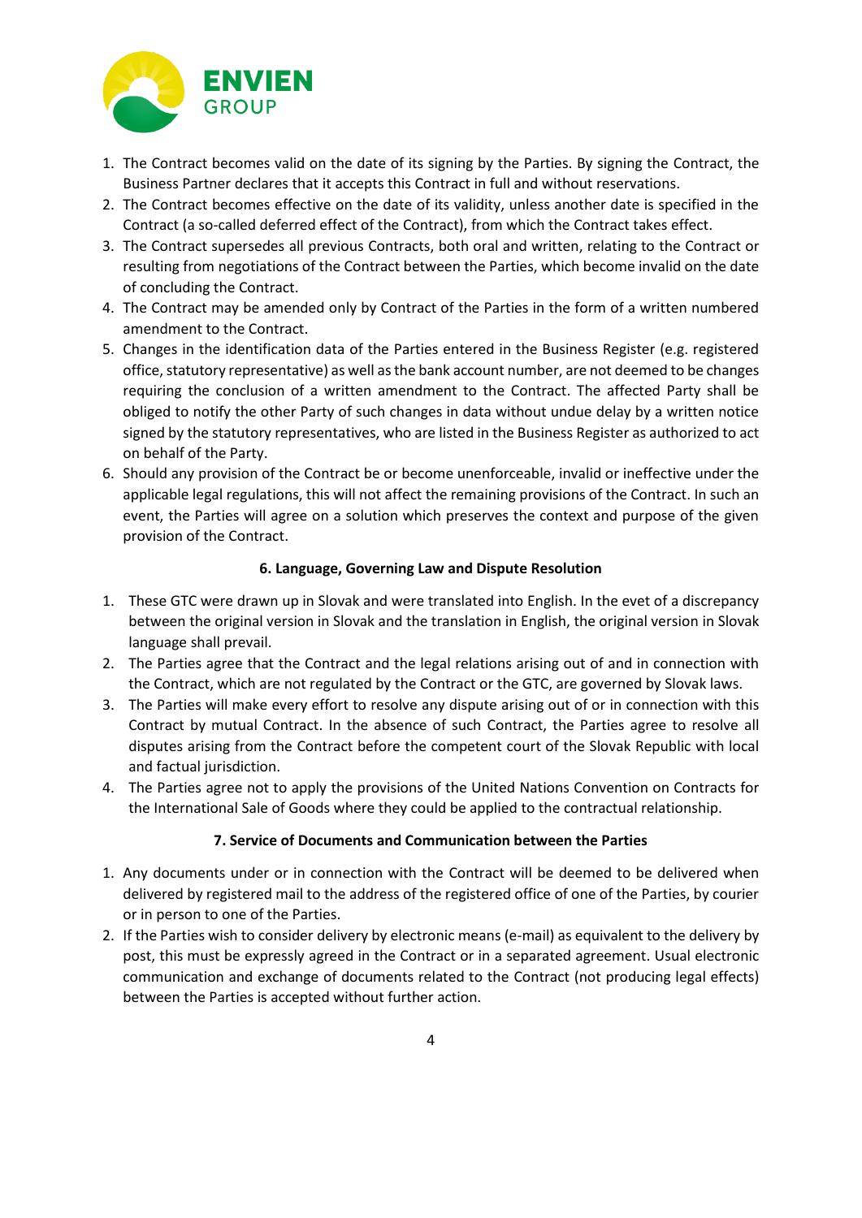1. The Contract becomes valid on the date of its signing by the Parties. By signing the Contract, the Business Partner declares that it accepts this Contract in full and without reservations.
2. The Contract becomes effective on the date of its validity, unless another date is specified in the Contract (a so-called deferred effect of the Contract), from which the Contract takes effect.
3. The Contract supersedes all previous Contracts, both oral and written, relating to the Contract or resulting from negotiations of the Contract between the Parties, which become invalid on the date of concluding the Contract.
4. The Contract may be amended only by Contract of the Parties in the form of a written numbered amendment to the Contract.
5. Changes in the identification data of the Parties entered in the Business Register (e.g. registered office, statutory representative) as well as the bank account number, are not deemed to be changes requiring the conclusion of a written amendment to the Contract. The affected Party shall be obliged to notify the other Party of such changes in data without undue delay by a written notice signed by the statutory representatives, who are listed in the Business Register as authorized to act on behalf of the Party.
6. Should any provision of the Contract be or become unenforceable, invalid or ineffective under the applicable legal regulations, this will not affect the remaining provisions of the Contract. In such an event, the Parties will agree on a solution which preserves the context and purpose of the given provision of the Contract.

### 6. Language, Governing Law and Dispute Resolution

1. These GTC were drawn up in Slovak and were translated into English. In the evet of a discrepancy between the original version in Slovak and the translation in English, the original version in Slovak language shall prevail.
2. The Parties agree that the Contract and the legal relations arising out of and in connection with the Contract, which are not regulated by the Contract or the GTC, are governed by Slovak laws.
3. The Parties will make every effort to resolve any dispute arising out of or in connection with this Contract by mutual Contract. In the absence of such Contract, the Parties agree to resolve all disputes arising from the Contract before the competent court of the Slovak Republic with local and factual jurisdiction.
4. The Parties agree not to apply the provisions of the United Nations Convention on Contracts for the International Sale of Goods where they could be applied to the contractual relationship.

### 7. Service of Documents and Communication between the Parties

1. Any documents under or in connection with the Contract will be deemed to be delivered when delivered by registered mail to the address of the registered office of one of the Parties, by courier or in person to one of the Parties.
2. If the Parties wish to consider delivery by electronic means (e-mail) as equivalent to the delivery by post, this must be expressly agreed in the Contract or in a separated agreement. Usual electronic communication and exchange of documents related to the Contract (not producing legal effects) between the Parties is accepted without further action.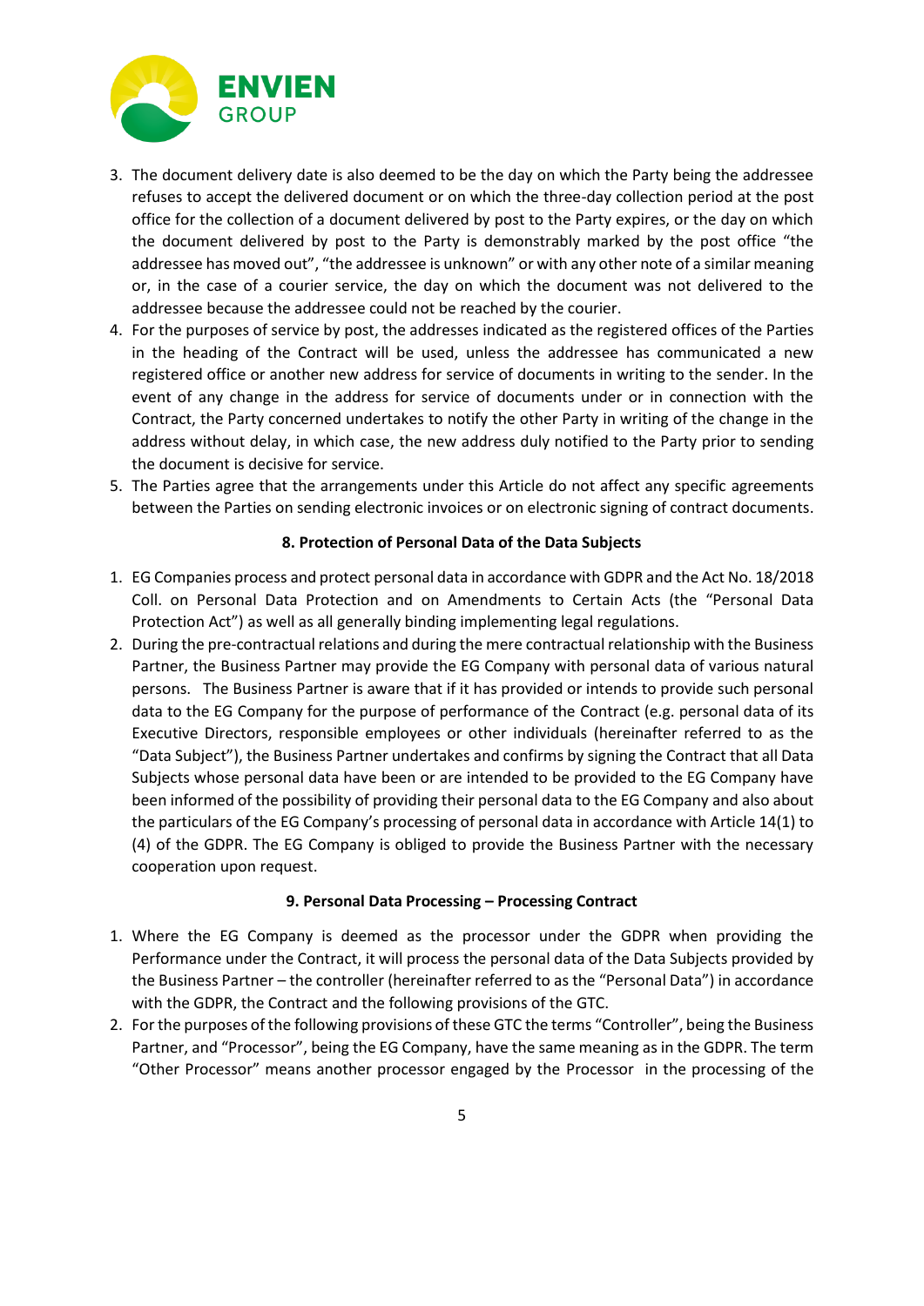3. The document delivery date is also deemed to be the day on which the Party being the addressee refuses to accept the delivered document or on which the three-day collection period at the post office for the collection of a document delivered by post to the Party expires, or the day on which the document delivered by post to the Party is demonstrably marked by the post office "the addressee has moved out", "the addressee is unknown" or with any other note of a similar meaning or, in the case of a courier service, the day on which the document was not delivered to the addressee because the addressee could not be reached by the courier.
4. For the purposes of service by post, the addresses indicated as the registered offices of the Parties in the heading of the Contract will be used, unless the addressee has communicated a new registered office or another new address for service of documents in writing to the sender. In the event of any change in the address for service of documents under or in connection with the Contract, the Party concerned undertakes to notify the other Party in writing of the change in the address without delay, in which case, the new address duly notified to the Party prior to sending the document is decisive for service.
5. The Parties agree that the arrangements under this Article do not affect any specific agreements between the Parties on sending electronic invoices or on electronic signing of contract documents.

**8. Protection of Personal Data of the Data Subjects**

1. EG Companies process and protect personal data in accordance with GDPR and the Act No. 18/2018 Coll. on Personal Data Protection and on Amendments to Certain Acts (the "Personal Data Protection Act") as well as all generally binding implementing legal regulations.
2. During the pre-contractual relations and during the mere contractual relationship with the Business Partner, the Business Partner may provide the EG Company with personal data of various natural persons. The Business Partner is aware that if it has provided or intends to provide such personal data to the EG Company for the purpose of performance of the Contract (e.g. personal data of its Executive Directors, responsible employees or other individuals (hereinafter referred to as the "Data Subject"), the Business Partner undertakes and confirms by signing the Contract that all Data Subjects whose personal data have been or are intended to be provided to the EG Company have been informed of the possibility of providing their personal data to the EG Company and also about the particulars of the EG Company's processing of personal data in accordance with Article 14(1) to (4) of the GDPR. The EG Company is obliged to provide the Business Partner with the necessary cooperation upon request.

**9. Personal Data Processing – Processing Contract**

1. Where the EG Company is deemed as the processor under the GDPR when providing the Performance under the Contract, it will process the personal data of the Data Subjects provided by the Business Partner – the controller (hereinafter referred to as the "Personal Data") in accordance with the GDPR, the Contract and the following provisions of the GTC.
2. For the purposes of the following provisions of these GTC the terms "Controller", being the Business Partner, and "Processor", being the EG Company, have the same meaning as in the GDPR. The term "Other Processor" means another processor engaged by the Processor in the processing of the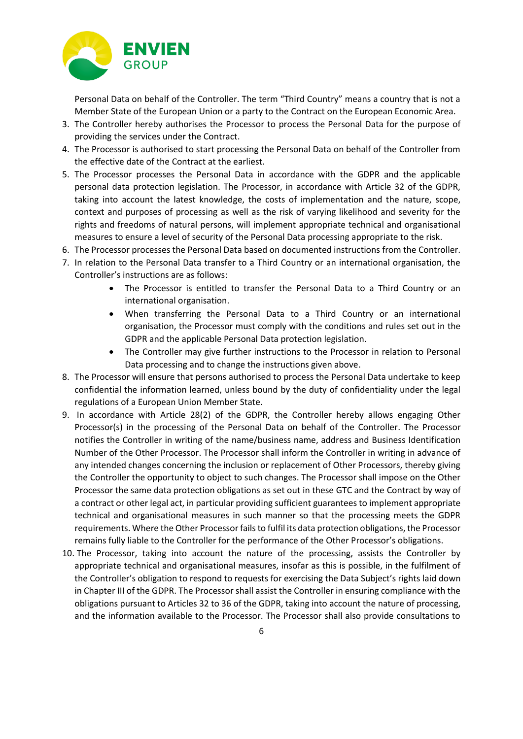Personal Data on behalf of the Controller. The term "Third Country" means a country that is not a Member State of the European Union or a party to the Contract on the European Economic Area.

3. The Controller hereby authorises the Processor to process the Personal Data for the purpose of providing the services under the Contract.
4. The Processor is authorised to start processing the Personal Data on behalf of the Controller from the effective date of the Contract at the earliest.
5. The Processor processes the Personal Data in accordance with the GDPR and the applicable personal data protection legislation. The Processor, in accordance with Article 32 of the GDPR, taking into account the latest knowledge, the costs of implementation and the nature, scope, context and purposes of processing as well as the risk of varying likelihood and severity for the rights and freedoms of natural persons, will implement appropriate technical and organisational measures to ensure a level of security of the Personal Data processing appropriate to the risk.
6. The Processor processes the Personal Data based on documented instructions from the Controller.
7. In relation to the Personal Data transfer to a Third Country or an international organisation, the Controller's instructions are as follows:
    - The Processor is entitled to transfer the Personal Data to a Third Country or an international organisation.
    - When transferring the Personal Data to a Third Country or an international organisation, the Processor must comply with the conditions and rules set out in the GDPR and the applicable Personal Data protection legislation.
    - The Controller may give further instructions to the Processor in relation to Personal Data processing and to change the instructions given above.
8. The Processor will ensure that persons authorised to process the Personal Data undertake to keep confidential the information learned, unless bound by the duty of confidentiality under the legal regulations of a European Union Member State.
9. In accordance with Article 28(2) of the GDPR, the Controller hereby allows engaging Other Processor(s) in the processing of the Personal Data on behalf of the Controller. The Processor notifies the Controller in writing of the name/business name, address and Business Identification Number of the Other Processor. The Processor shall inform the Controller in writing in advance of any intended changes concerning the inclusion or replacement of Other Processors, thereby giving the Controller the opportunity to object to such changes. The Processor shall impose on the Other Processor the same data protection obligations as set out in these GTC and the Contract by way of a contract or other legal act, in particular providing sufficient guarantees to implement appropriate technical and organisational measures in such manner so that the processing meets the GDPR requirements. Where the Other Processor fails to fulfil its data protection obligations, the Processor remains fully liable to the Controller for the performance of the Other Processor's obligations.
10. The Processor, taking into account the nature of the processing, assists the Controller by appropriate technical and organisational measures, insofar as this is possible, in the fulfilment of the Controller's obligation to respond to requests for exercising the Data Subject's rights laid down in Chapter III of the GDPR. The Processor shall assist the Controller in ensuring compliance with the obligations pursuant to Articles 32 to 36 of the GDPR, taking into account the nature of processing, and the information available to the Processor. The Processor shall also provide consultations to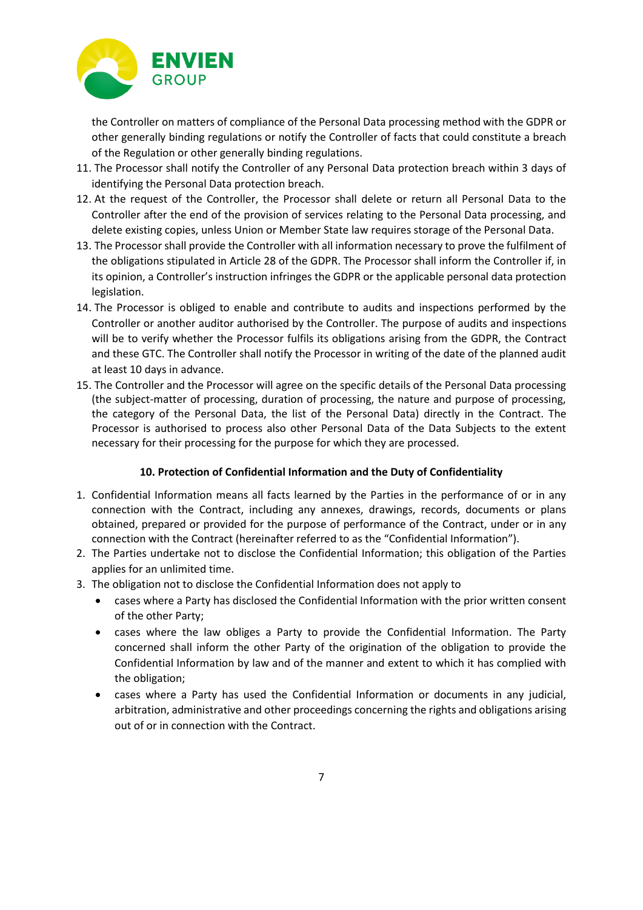the Controller on matters of compliance of the Personal Data processing method with the GDPR or other generally binding regulations or notify the Controller of facts that could constitute a breach of the Regulation or other generally binding regulations.

11. The Processor shall notify the Controller of any Personal Data protection breach within 3 days of identifying the Personal Data protection breach.
12. At the request of the Controller, the Processor shall delete or return all Personal Data to the Controller after the end of the provision of services relating to the Personal Data processing, and delete existing copies, unless Union or Member State law requires storage of the Personal Data.
13. The Processor shall provide the Controller with all information necessary to prove the fulfilment of the obligations stipulated in Article 28 of the GDPR. The Processor shall inform the Controller if, in its opinion, a Controller's instruction infringes the GDPR or the applicable personal data protection legislation.
14. The Processor is obliged to enable and contribute to audits and inspections performed by the Controller or another auditor authorised by the Controller. The purpose of audits and inspections will be to verify whether the Processor fulfils its obligations arising from the GDPR, the Contract and these GTC. The Controller shall notify the Processor in writing of the date of the planned audit at least 10 days in advance.
15. The Controller and the Processor will agree on the specific details of the Personal Data processing (the subject-matter of processing, duration of processing, the nature and purpose of processing, the category of the Personal Data, the list of the Personal Data) directly in the Contract. The Processor is authorised to process also other Personal Data of the Data Subjects to the extent necessary for their processing for the purpose for which they are processed.

## 10. Protection of Confidential Information and the Duty of Confidentiality

1. Confidential Information means all facts learned by the Parties in the performance of or in any connection with the Contract, including any annexes, drawings, records, documents or plans obtained, prepared or provided for the purpose of performance of the Contract, under or in any connection with the Contract (hereinafter referred to as the "Confidential Information").
2. The Parties undertake not to disclose the Confidential Information; this obligation of the Parties applies for an unlimited time.
3. The obligation not to disclose the Confidential Information does not apply to
   - cases where a Party has disclosed the Confidential Information with the prior written consent of the other Party;
   - cases where the law obliges a Party to provide the Confidential Information. The Party concerned shall inform the other Party of the origination of the obligation to provide the Confidential Information by law and of the manner and extent to which it has complied with the obligation;
   - cases where a Party has used the Confidential Information or documents in any judicial, arbitration, administrative and other proceedings concerning the rights and obligations arising out of or in connection with the Contract.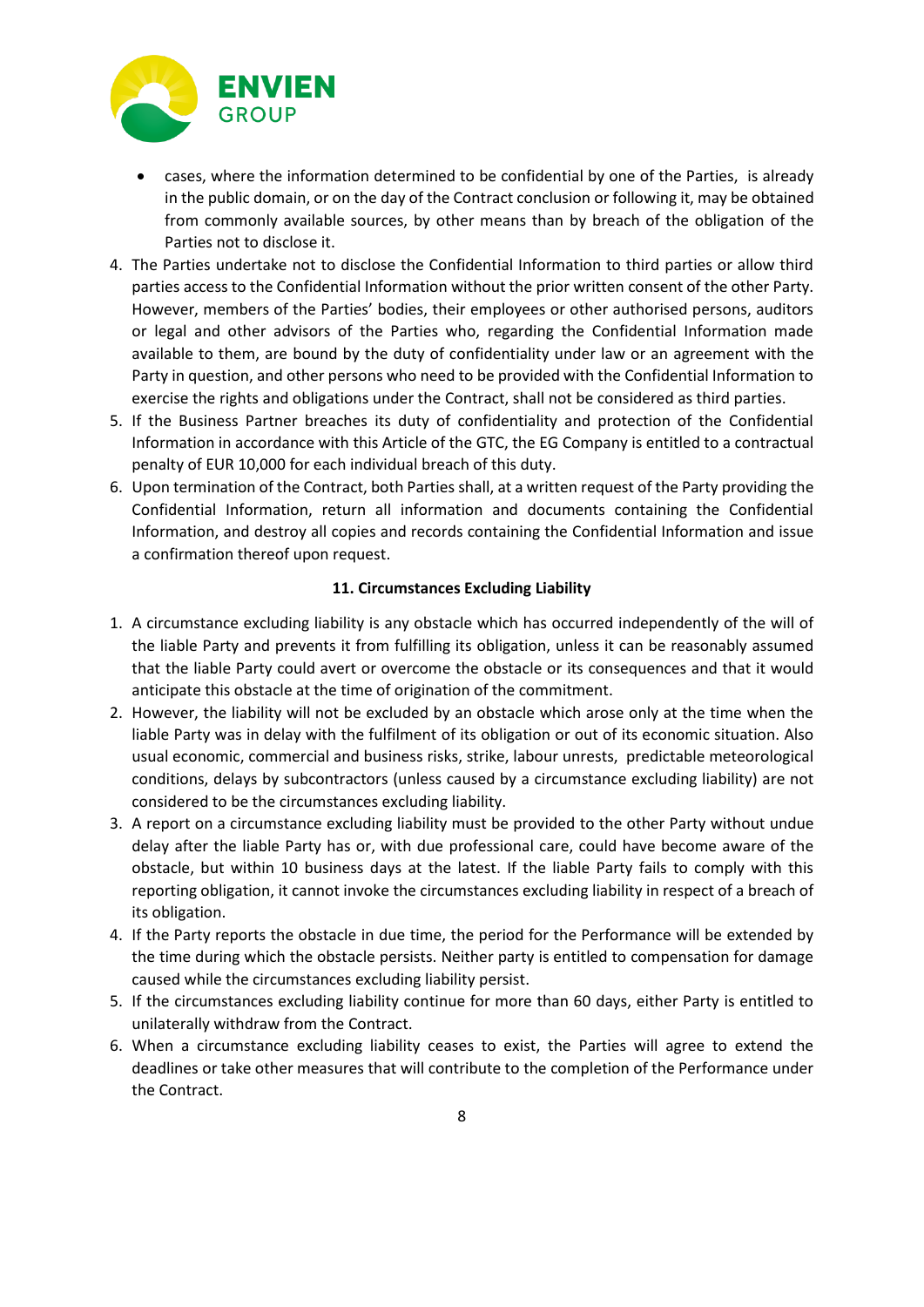- cases, where the information determined to be confidential by one of the Parties, is already in the public domain, or on the day of the Contract conclusion or following it, may be obtained from commonly available sources, by other means than by breach of the obligation of the Parties not to disclose it.

4. The Parties undertake not to disclose the Confidential Information to third parties or allow third parties access to the Confidential Information without the prior written consent of the other Party. However, members of the Parties' bodies, their employees or other authorised persons, auditors or legal and other advisors of the Parties who, regarding the Confidential Information made available to them, are bound by the duty of confidentiality under law or an agreement with the Party in question, and other persons who need to be provided with the Confidential Information to exercise the rights and obligations under the Contract, shall not be considered as third parties.
5. If the Business Partner breaches its duty of confidentiality and protection of the Confidential Information in accordance with this Article of the GTC, the EG Company is entitled to a contractual penalty of EUR 10,000 for each individual breach of this duty.
6. Upon termination of the Contract, both Parties shall, at a written request of the Party providing the Confidential Information, return all information and documents containing the Confidential Information, and destroy all copies and records containing the Confidential Information and issue a confirmation thereof upon request.

### 11. Circumstances Excluding Liability

1. A circumstance excluding liability is any obstacle which has occurred independently of the will of the liable Party and prevents it from fulfilling its obligation, unless it can be reasonably assumed that the liable Party could avert or overcome the obstacle or its consequences and that it would anticipate this obstacle at the time of origination of the commitment.
2. However, the liability will not be excluded by an obstacle which arose only at the time when the liable Party was in delay with the fulfilment of its obligation or out of its economic situation. Also usual economic, commercial and business risks, strike, labour unrests, predictable meteorological conditions, delays by subcontractors (unless caused by a circumstance excluding liability) are not considered to be the circumstances excluding liability.
3. A report on a circumstance excluding liability must be provided to the other Party without undue delay after the liable Party has or, with due professional care, could have become aware of the obstacle, but within 10 business days at the latest. If the liable Party fails to comply with this reporting obligation, it cannot invoke the circumstances excluding liability in respect of a breach of its obligation.
4. If the Party reports the obstacle in due time, the period for the Performance will be extended by the time during which the obstacle persists. Neither party is entitled to compensation for damage caused while the circumstances excluding liability persist.
5. If the circumstances excluding liability continue for more than 60 days, either Party is entitled to unilaterally withdraw from the Contract.
6. When a circumstance excluding liability ceases to exist, the Parties will agree to extend the deadlines or take other measures that will contribute to the completion of the Performance under the Contract.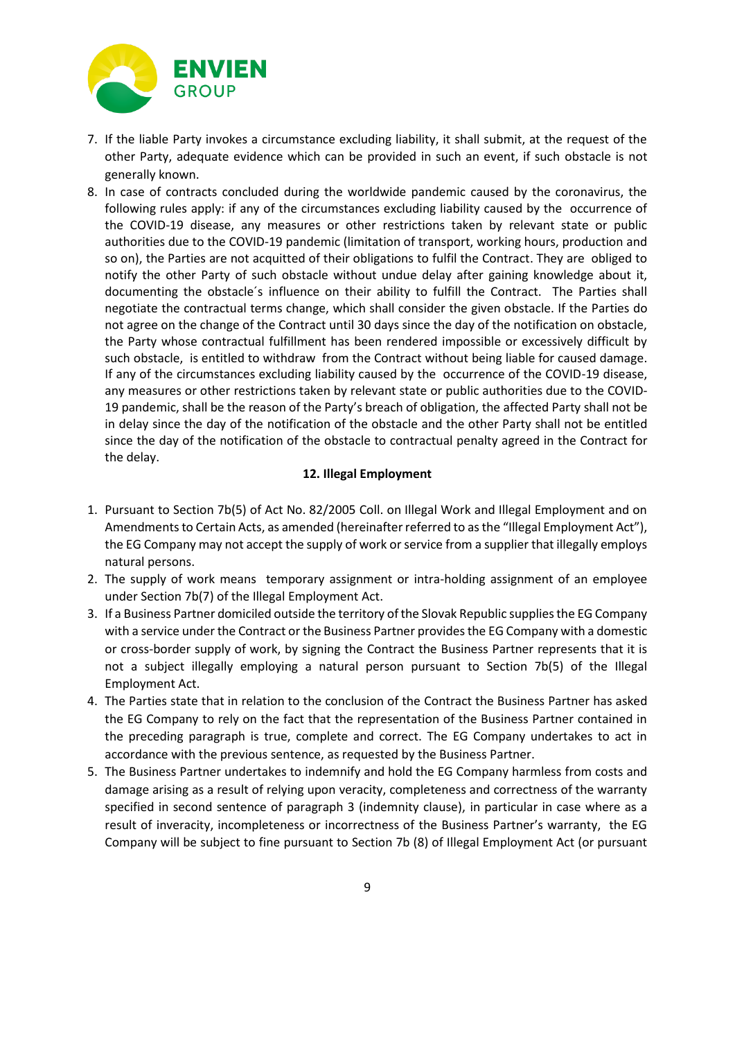7. If the liable Party invokes a circumstance excluding liability, it shall submit, at the request of the other Party, adequate evidence which can be provided in such an event, if such obstacle is not generally known.
8. In case of contracts concluded during the worldwide pandemic caused by the coronavirus, the following rules apply: if any of the circumstances excluding liability caused by the occurrence of the COVID-19 disease, any measures or other restrictions taken by relevant state or public authorities due to the COVID-19 pandemic (limitation of transport, working hours, production and so on), the Parties are not acquitted of their obligations to fulfil the Contract. They are obliged to notify the other Party of such obstacle without undue delay after gaining knowledge about it, documenting the obstacle´s influence on their ability to fulfill the Contract. The Parties shall negotiate the contractual terms change, which shall consider the given obstacle. If the Parties do not agree on the change of the Contract until 30 days since the day of the notification on obstacle, the Party whose contractual fulfillment has been rendered impossible or excessively difficult by such obstacle, is entitled to withdraw from the Contract without being liable for caused damage. If any of the circumstances excluding liability caused by the occurrence of the COVID-19 disease, any measures or other restrictions taken by relevant state or public authorities due to the COVID-19 pandemic, shall be the reason of the Party's breach of obligation, the affected Party shall not be in delay since the day of the notification of the obstacle and the other Party shall not be entitled since the day of the notification of the obstacle to contractual penalty agreed in the Contract for the delay.

## 12. Illegal Employment

1. Pursuant to Section 7b(5) of Act No. 82/2005 Coll. on Illegal Work and Illegal Employment and on Amendments to Certain Acts, as amended (hereinafter referred to as the "Illegal Employment Act"), the EG Company may not accept the supply of work or service from a supplier that illegally employs natural persons.
2. The supply of work means temporary assignment or intra-holding assignment of an employee under Section 7b(7) of the Illegal Employment Act.
3. If a Business Partner domiciled outside the territory of the Slovak Republic supplies the EG Company with a service under the Contract or the Business Partner provides the EG Company with a domestic or cross-border supply of work, by signing the Contract the Business Partner represents that it is not a subject illegally employing a natural person pursuant to Section 7b(5) of the Illegal Employment Act.
4. The Parties state that in relation to the conclusion of the Contract the Business Partner has asked the EG Company to rely on the fact that the representation of the Business Partner contained in the preceding paragraph is true, complete and correct. The EG Company undertakes to act in accordance with the previous sentence, as requested by the Business Partner.
5. The Business Partner undertakes to indemnify and hold the EG Company harmless from costs and damage arising as a result of relying upon veracity, completeness and correctness of the warranty specified in second sentence of paragraph 3 (indemnity clause), in particular in case where as a result of inveracity, incompleteness or incorrectness of the Business Partner's warranty, the EG Company will be subject to fine pursuant to Section 7b (8) of Illegal Employment Act (or pursuant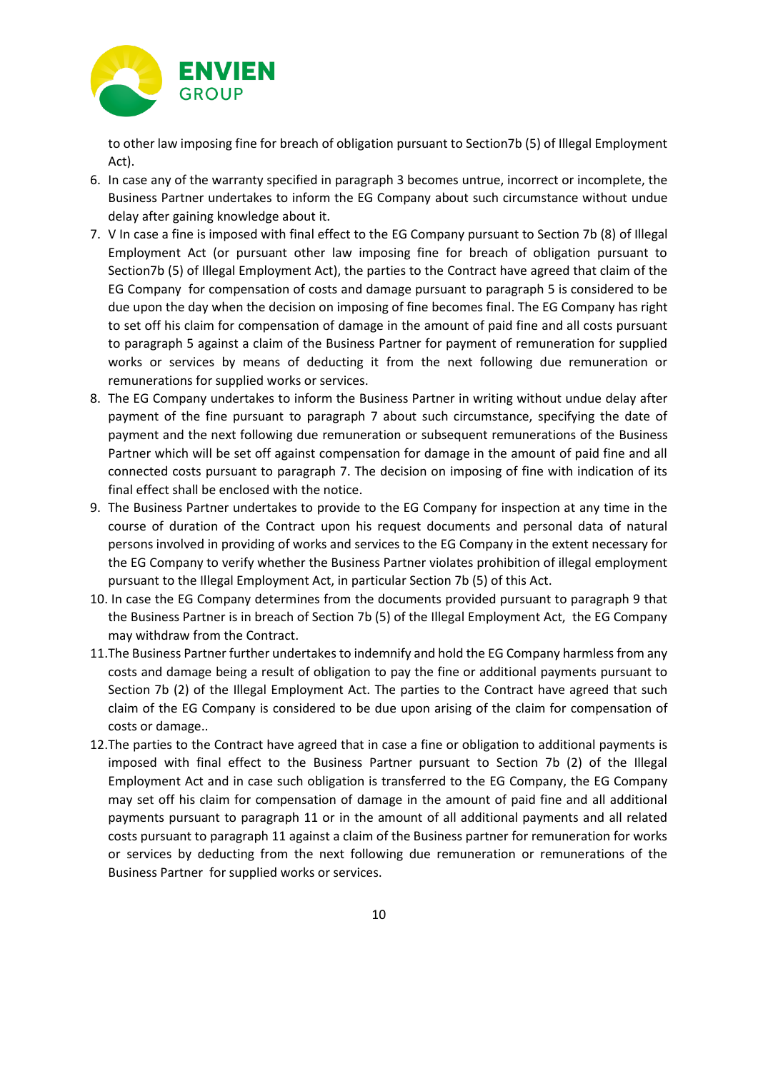to other law imposing fine for breach of obligation pursuant to Section7b (5) of Illegal Employment Act).

6. In case any of the warranty specified in paragraph 3 becomes untrue, incorrect or incomplete, the Business Partner undertakes to inform the EG Company about such circumstance without undue delay after gaining knowledge about it.
7. V In case a fine is imposed with final effect to the EG Company pursuant to Section 7b (8) of Illegal Employment Act (or pursuant other law imposing fine for breach of obligation pursuant to Section7b (5) of Illegal Employment Act), the parties to the Contract have agreed that claim of the EG Company for compensation of costs and damage pursuant to paragraph 5 is considered to be due upon the day when the decision on imposing of fine becomes final. The EG Company has right to set off his claim for compensation of damage in the amount of paid fine and all costs pursuant to paragraph 5 against a claim of the Business Partner for payment of remuneration for supplied works or services by means of deducting it from the next following due remuneration or remunerations for supplied works or services.
8. The EG Company undertakes to inform the Business Partner in writing without undue delay after payment of the fine pursuant to paragraph 7 about such circumstance, specifying the date of payment and the next following due remuneration or subsequent remunerations of the Business Partner which will be set off against compensation for damage in the amount of paid fine and all connected costs pursuant to paragraph 7. The decision on imposing of fine with indication of its final effect shall be enclosed with the notice.
9. The Business Partner undertakes to provide to the EG Company for inspection at any time in the course of duration of the Contract upon his request documents and personal data of natural persons involved in providing of works and services to the EG Company in the extent necessary for the EG Company to verify whether the Business Partner violates prohibition of illegal employment pursuant to the Illegal Employment Act, in particular Section 7b (5) of this Act.
10. In case the EG Company determines from the documents provided pursuant to paragraph 9 that the Business Partner is in breach of Section 7b (5) of the Illegal Employment Act, the EG Company may withdraw from the Contract.
11. The Business Partner further undertakes to indemnify and hold the EG Company harmless from any costs and damage being a result of obligation to pay the fine or additional payments pursuant to Section 7b (2) of the Illegal Employment Act. The parties to the Contract have agreed that such claim of the EG Company is considered to be due upon arising of the claim for compensation of costs or damage..
12. The parties to the Contract have agreed that in case a fine or obligation to additional payments is imposed with final effect to the Business Partner pursuant to Section 7b (2) of the Illegal Employment Act and in case such obligation is transferred to the EG Company, the EG Company may set off his claim for compensation of damage in the amount of paid fine and all additional payments pursuant to paragraph 11 or in the amount of all additional payments and all related costs pursuant to paragraph 11 against a claim of the Business partner for remuneration for works or services by deducting from the next following due remuneration or remunerations of the Business Partner for supplied works or services.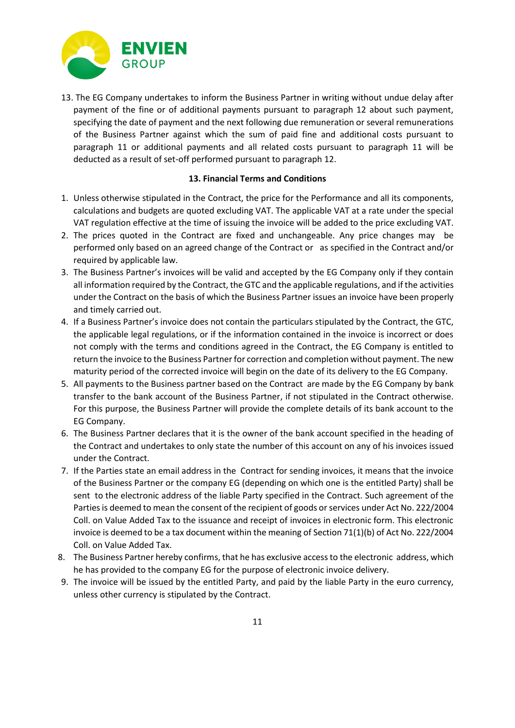13. The EG Company undertakes to inform the Business Partner in writing without undue delay after payment of the fine or of additional payments pursuant to paragraph 12 about such payment, specifying the date of payment and the next following due remuneration or several remunerations of the Business Partner against which the sum of paid fine and additional costs pursuant to paragraph 11 or additional payments and all related costs pursuant to paragraph 11 will be deducted as a result of set-off performed pursuant to paragraph 12.

**13. Financial Terms and Conditions**

1. Unless otherwise stipulated in the Contract, the price for the Performance and all its components, calculations and budgets are quoted excluding VAT. The applicable VAT at a rate under the special VAT regulation effective at the time of issuing the invoice will be added to the price excluding VAT.
2. The prices quoted in the Contract are fixed and unchangeable. Any price changes may be performed only based on an agreed change of the Contract or as specified in the Contract and/or required by applicable law.
3. The Business Partner's invoices will be valid and accepted by the EG Company only if they contain all information required by the Contract, the GTC and the applicable regulations, and if the activities under the Contract on the basis of which the Business Partner issues an invoice have been properly and timely carried out.
4. If a Business Partner's invoice does not contain the particulars stipulated by the Contract, the GTC, the applicable legal regulations, or if the information contained in the invoice is incorrect or does not comply with the terms and conditions agreed in the Contract, the EG Company is entitled to return the invoice to the Business Partner for correction and completion without payment. The new maturity period of the corrected invoice will begin on the date of its delivery to the EG Company.
5. All payments to the Business partner based on the Contract are made by the EG Company by bank transfer to the bank account of the Business Partner, if not stipulated in the Contract otherwise. For this purpose, the Business Partner will provide the complete details of its bank account to the EG Company.
6. The Business Partner declares that it is the owner of the bank account specified in the heading of the Contract and undertakes to only state the number of this account on any of his invoices issued under the Contract.
7. If the Parties state an email address in the Contract for sending invoices, it means that the invoice of the Business Partner or the company EG (depending on which one is the entitled Party) shall be sent to the electronic address of the liable Party specified in the Contract. Such agreement of the Parties is deemed to mean the consent of the recipient of goods or services under Act No. 222/2004 Coll. on Value Added Tax to the issuance and receipt of invoices in electronic form. This electronic invoice is deemed to be a tax document within the meaning of Section 71(1)(b) of Act No. 222/2004 Coll. on Value Added Tax.
8. The Business Partner hereby confirms, that he has exclusive access to the electronic address, which he has provided to the company EG for the purpose of electronic invoice delivery.
9. The invoice will be issued by the entitled Party, and paid by the liable Party in the euro currency, unless other currency is stipulated by the Contract.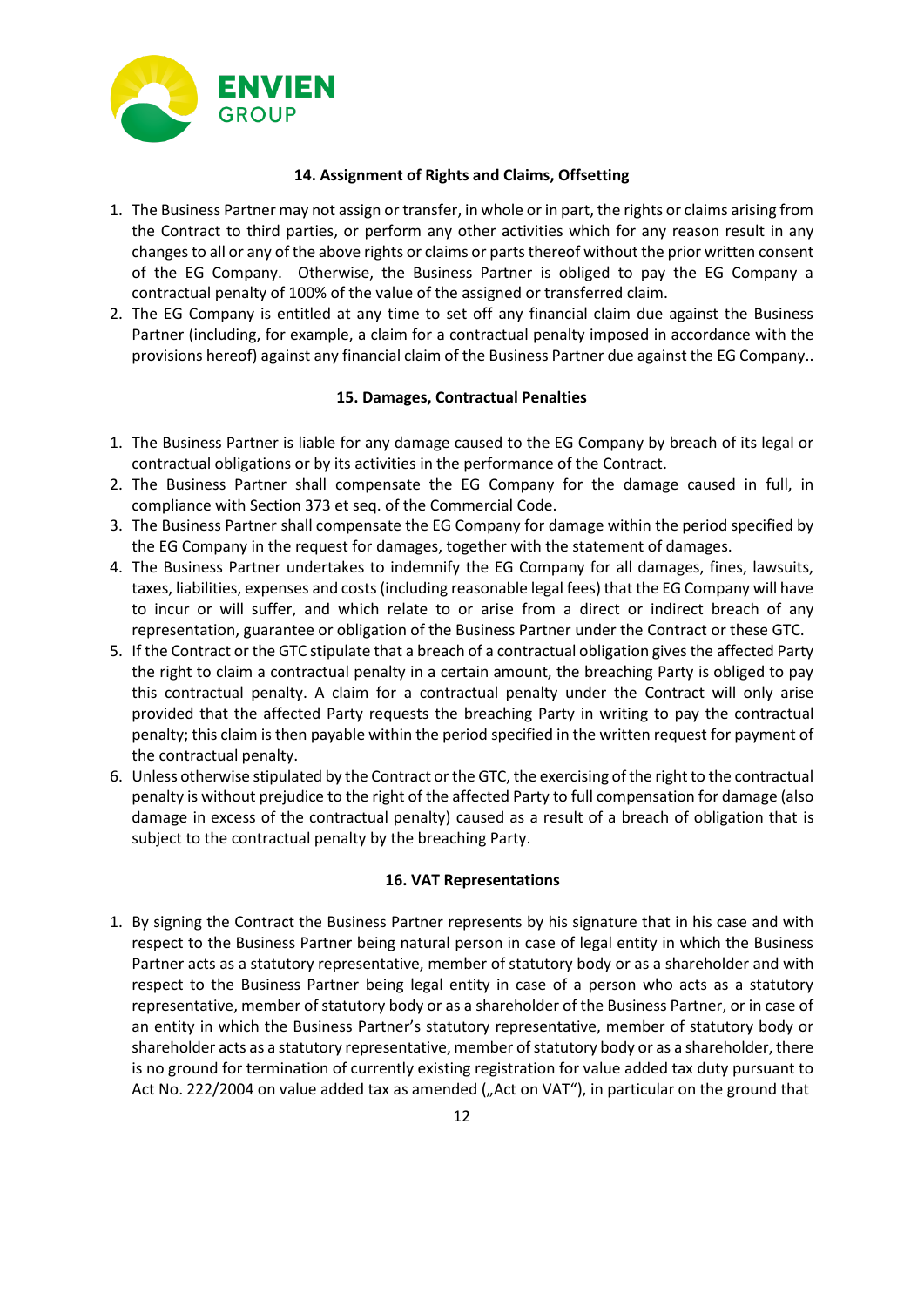### 14. Assignment of Rights and Claims, Offsetting

1. The Business Partner may not assign or transfer, in whole or in part, the rights or claims arising from the Contract to third parties, or perform any other activities which for any reason result in any changes to all or any of the above rights or claims or parts thereof without the prior written consent of the EG Company. Otherwise, the Business Partner is obliged to pay the EG Company a contractual penalty of 100% of the value of the assigned or transferred claim.
2. The EG Company is entitled at any time to set off any financial claim due against the Business Partner (including, for example, a claim for a contractual penalty imposed in accordance with the provisions hereof) against any financial claim of the Business Partner due against the EG Company..

### 15. Damages, Contractual Penalties

1. The Business Partner is liable for any damage caused to the EG Company by breach of its legal or contractual obligations or by its activities in the performance of the Contract.
2. The Business Partner shall compensate the EG Company for the damage caused in full, in compliance with Section 373 et seq. of the Commercial Code.
3. The Business Partner shall compensate the EG Company for damage within the period specified by the EG Company in the request for damages, together with the statement of damages.
4. The Business Partner undertakes to indemnify the EG Company for all damages, fines, lawsuits, taxes, liabilities, expenses and costs (including reasonable legal fees) that the EG Company will have to incur or will suffer, and which relate to or arise from a direct or indirect breach of any representation, guarantee or obligation of the Business Partner under the Contract or these GTC.
5. If the Contract or the GTC stipulate that a breach of a contractual obligation gives the affected Party the right to claim a contractual penalty in a certain amount, the breaching Party is obliged to pay this contractual penalty. A claim for a contractual penalty under the Contract will only arise provided that the affected Party requests the breaching Party in writing to pay the contractual penalty; this claim is then payable within the period specified in the written request for payment of the contractual penalty.
6. Unless otherwise stipulated by the Contract or the GTC, the exercising of the right to the contractual penalty is without prejudice to the right of the affected Party to full compensation for damage (also damage in excess of the contractual penalty) caused as a result of a breach of obligation that is subject to the contractual penalty by the breaching Party.

### 16. VAT Representations

1. By signing the Contract the Business Partner represents by his signature that in his case and with respect to the Business Partner being natural person in case of legal entity in which the Business Partner acts as a statutory representative, member of statutory body or as a shareholder and with respect to the Business Partner being legal entity in case of a person who acts as a statutory representative, member of statutory body or as a shareholder of the Business Partner, or in case of an entity in which the Business Partner's statutory representative, member of statutory body or shareholder acts as a statutory representative, member of statutory body or as a shareholder, there is no ground for termination of currently existing registration for value added tax duty pursuant to Act No. 222/2004 on value added tax as amended („Act on VAT"), in particular on the ground that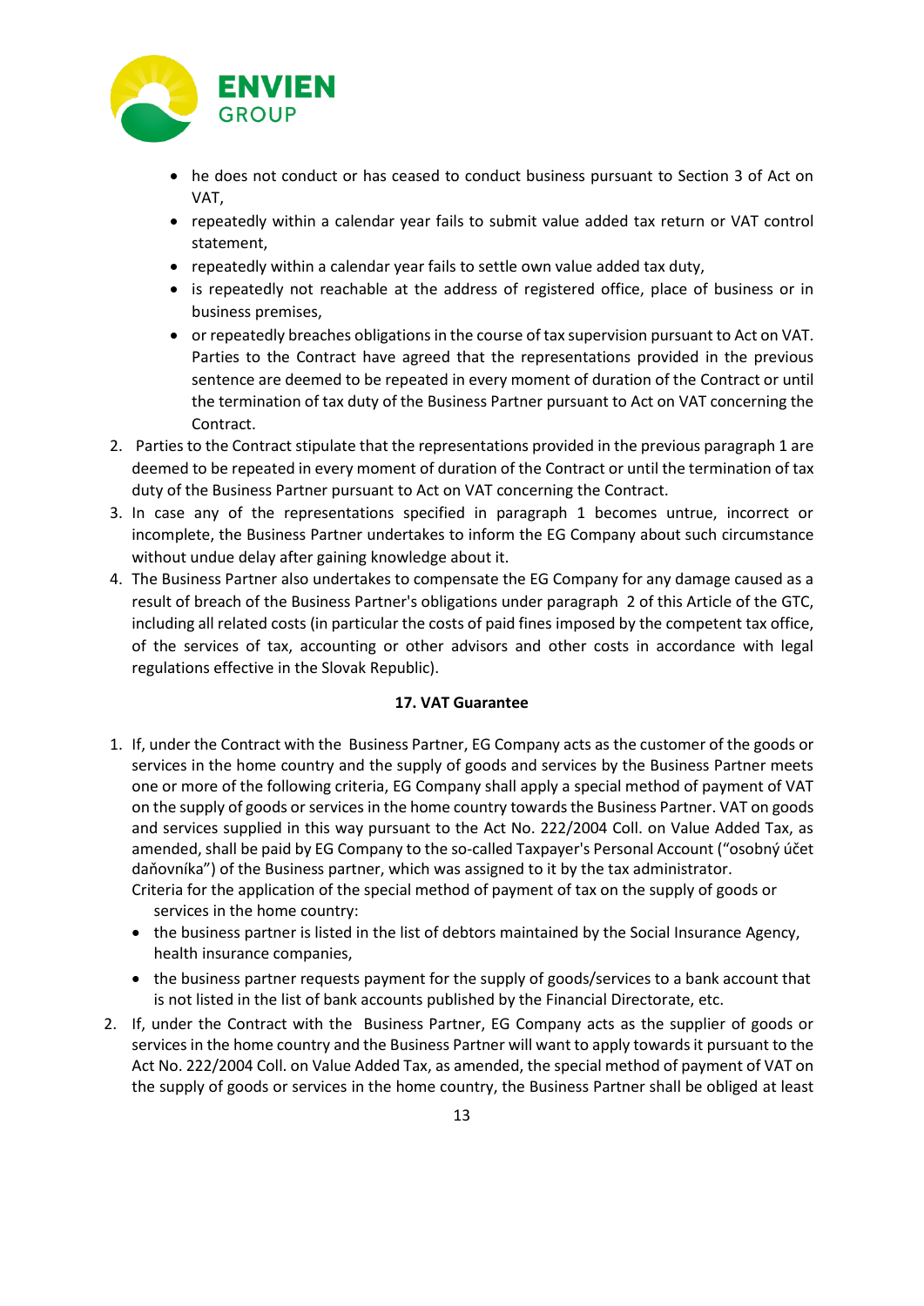- he does not conduct or has ceased to conduct business pursuant to Section 3 of Act on VAT,
- repeatedly within a calendar year fails to submit value added tax return or VAT control statement,
- repeatedly within a calendar year fails to settle own value added tax duty,
- is repeatedly not reachable at the address of registered office, place of business or in business premises,
- or repeatedly breaches obligations in the course of tax supervision pursuant to Act on VAT. Parties to the Contract have agreed that the representations provided in the previous sentence are deemed to be repeated in every moment of duration of the Contract or until the termination of tax duty of the Business Partner pursuant to Act on VAT concerning the Contract.

2. Parties to the Contract stipulate that the representations provided in the previous paragraph 1 are deemed to be repeated in every moment of duration of the Contract or until the termination of tax duty of the Business Partner pursuant to Act on VAT concerning the Contract.
3. In case any of the representations specified in paragraph 1 becomes untrue, incorrect or incomplete, the Business Partner undertakes to inform the EG Company about such circumstance without undue delay after gaining knowledge about it.
4. The Business Partner also undertakes to compensate the EG Company for any damage caused as a result of breach of the Business Partner's obligations under paragraph 2 of this Article of the GTC, including all related costs (in particular the costs of paid fines imposed by the competent tax office, of the services of tax, accounting or other advisors and other costs in accordance with legal regulations effective in the Slovak Republic).

**17. VAT Guarantee**

1. If, under the Contract with the Business Partner, EG Company acts as the customer of the goods or services in the home country and the supply of goods and services by the Business Partner meets one or more of the following criteria, EG Company shall apply a special method of payment of VAT on the supply of goods or services in the home country towards the Business Partner. VAT on goods and services supplied in this way pursuant to the Act No. 222/2004 Coll. on Value Added Tax, as amended, shall be paid by EG Company to the so-called Taxpayer's Personal Account ("osobný účet daňovníka") of the Business partner, which was assigned to it by the tax administrator.
   Criteria for the application of the special method of payment of tax on the supply of goods or services in the home country:
   - the business partner is listed in the list of debtors maintained by the Social Insurance Agency, health insurance companies,
   - the business partner requests payment for the supply of goods/services to a bank account that is not listed in the list of bank accounts published by the Financial Directorate, etc.
2. If, under the Contract with the Business Partner, EG Company acts as the supplier of goods or services in the home country and the Business Partner will want to apply towards it pursuant to the Act No. 222/2004 Coll. on Value Added Tax, as amended, the special method of payment of VAT on the supply of goods or services in the home country, the Business Partner shall be obliged at least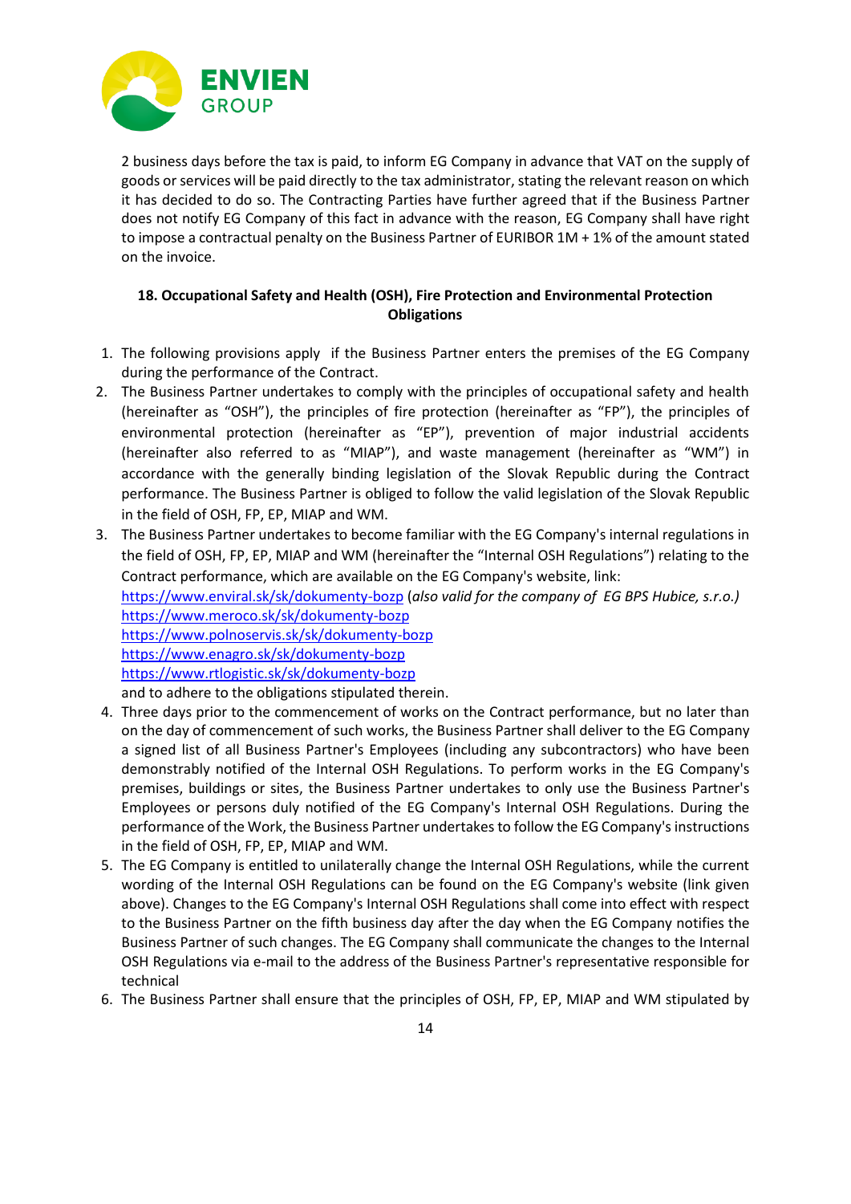2 business days before the tax is paid, to inform EG Company in advance that VAT on the supply of goods or services will be paid directly to the tax administrator, stating the relevant reason on which it has decided to do so. The Contracting Parties have further agreed that if the Business Partner does not notify EG Company of this fact in advance with the reason, EG Company shall have right to impose a contractual penalty on the Business Partner of EURIBOR 1M + 1% of the amount stated on the invoice.

## 18. Occupational Safety and Health (OSH), Fire Protection and Environmental Protection Obligations

1. The following provisions apply if the Business Partner enters the premises of the EG Company during the performance of the Contract.
2. The Business Partner undertakes to comply with the principles of occupational safety and health (hereinafter as "OSH"), the principles of fire protection (hereinafter as "FP"), the principles of environmental protection (hereinafter as "EP"), prevention of major industrial accidents (hereinafter also referred to as "MIAP"), and waste management (hereinafter as "WM") in accordance with the generally binding legislation of the Slovak Republic during the Contract performance. The Business Partner is obliged to follow the valid legislation of the Slovak Republic in the field of OSH, FP, EP, MIAP and WM.
3. The Business Partner undertakes to become familiar with the EG Company's internal regulations in the field of OSH, FP, EP, MIAP and WM (hereinafter the "Internal OSH Regulations") relating to the Contract performance, which are available on the EG Company's website, link:
   https://www.enviral.sk/sk/dokumenty-bozp (*also valid for the company of EG BPS Hubice, s.r.o.)*
   https://www.meroco.sk/sk/dokumenty-bozp
   https://www.polnoservis.sk/sk/dokumenty-bozp
   https://www.enagro.sk/sk/dokumenty-bozp
   https://www.rtlogistic.sk/sk/dokumenty-bozp
   and to adhere to the obligations stipulated therein.
4. Three days prior to the commencement of works on the Contract performance, but no later than on the day of commencement of such works, the Business Partner shall deliver to the EG Company a signed list of all Business Partner's Employees (including any subcontractors) who have been demonstrably notified of the Internal OSH Regulations. To perform works in the EG Company's premises, buildings or sites, the Business Partner undertakes to only use the Business Partner's Employees or persons duly notified of the EG Company's Internal OSH Regulations. During the performance of the Work, the Business Partner undertakes to follow the EG Company's instructions in the field of OSH, FP, EP, MIAP and WM.
5. The EG Company is entitled to unilaterally change the Internal OSH Regulations, while the current wording of the Internal OSH Regulations can be found on the EG Company's website (link given above). Changes to the EG Company's Internal OSH Regulations shall come into effect with respect to the Business Partner on the fifth business day after the day when the EG Company notifies the Business Partner of such changes. The EG Company shall communicate the changes to the Internal OSH Regulations via e-mail to the address of the Business Partner's representative responsible for technical
6. The Business Partner shall ensure that the principles of OSH, FP, EP, MIAP and WM stipulated by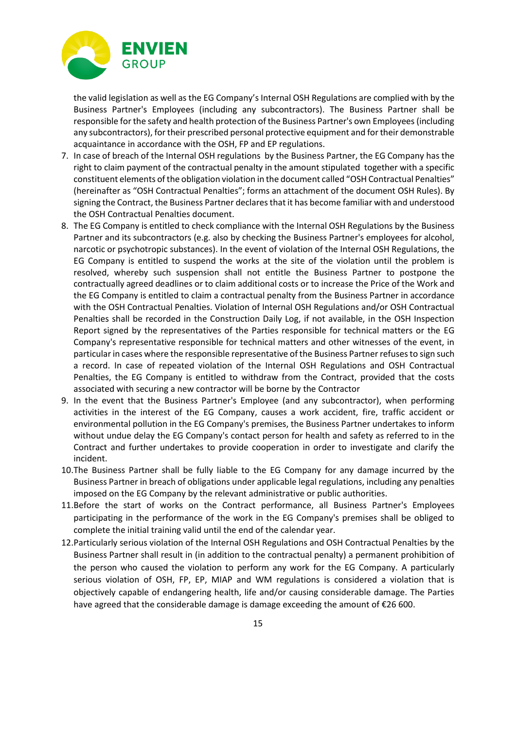the valid legislation as well as the EG Company's Internal OSH Regulations are complied with by the Business Partner's Employees (including any subcontractors). The Business Partner shall be responsible for the safety and health protection of the Business Partner's own Employees (including any subcontractors), for their prescribed personal protective equipment and for their demonstrable acquaintance in accordance with the OSH, FP and EP regulations.

7. In case of breach of the Internal OSH regulations by the Business Partner, the EG Company has the right to claim payment of the contractual penalty in the amount stipulated together with a specific constituent elements of the obligation violation in the document called "OSH Contractual Penalties" (hereinafter as "OSH Contractual Penalties"; forms an attachment of the document OSH Rules). By signing the Contract, the Business Partner declares that it has become familiar with and understood the OSH Contractual Penalties document.
8. The EG Company is entitled to check compliance with the Internal OSH Regulations by the Business Partner and its subcontractors (e.g. also by checking the Business Partner's employees for alcohol, narcotic or psychotropic substances). In the event of violation of the Internal OSH Regulations, the EG Company is entitled to suspend the works at the site of the violation until the problem is resolved, whereby such suspension shall not entitle the Business Partner to postpone the contractually agreed deadlines or to claim additional costs or to increase the Price of the Work and the EG Company is entitled to claim a contractual penalty from the Business Partner in accordance with the OSH Contractual Penalties. Violation of Internal OSH Regulations and/or OSH Contractual Penalties shall be recorded in the Construction Daily Log, if not available, in the OSH Inspection Report signed by the representatives of the Parties responsible for technical matters or the EG Company's representative responsible for technical matters and other witnesses of the event, in particular in cases where the responsible representative of the Business Partner refuses to sign such a record. In case of repeated violation of the Internal OSH Regulations and OSH Contractual Penalties, the EG Company is entitled to withdraw from the Contract, provided that the costs associated with securing a new contractor will be borne by the Contractor
9. In the event that the Business Partner's Employee (and any subcontractor), when performing activities in the interest of the EG Company, causes a work accident, fire, traffic accident or environmental pollution in the EG Company's premises, the Business Partner undertakes to inform without undue delay the EG Company's contact person for health and safety as referred to in the Contract and further undertakes to provide cooperation in order to investigate and clarify the incident.
10. The Business Partner shall be fully liable to the EG Company for any damage incurred by the Business Partner in breach of obligations under applicable legal regulations, including any penalties imposed on the EG Company by the relevant administrative or public authorities.
11. Before the start of works on the Contract performance, all Business Partner's Employees participating in the performance of the work in the EG Company's premises shall be obliged to complete the initial training valid until the end of the calendar year.
12. Particularly serious violation of the Internal OSH Regulations and OSH Contractual Penalties by the Business Partner shall result in (in addition to the contractual penalty) a permanent prohibition of the person who caused the violation to perform any work for the EG Company. A particularly serious violation of OSH, FP, EP, MIAP and WM regulations is considered a violation that is objectively capable of endangering health, life and/or causing considerable damage. The Parties have agreed that the considerable damage is damage exceeding the amount of €26 600.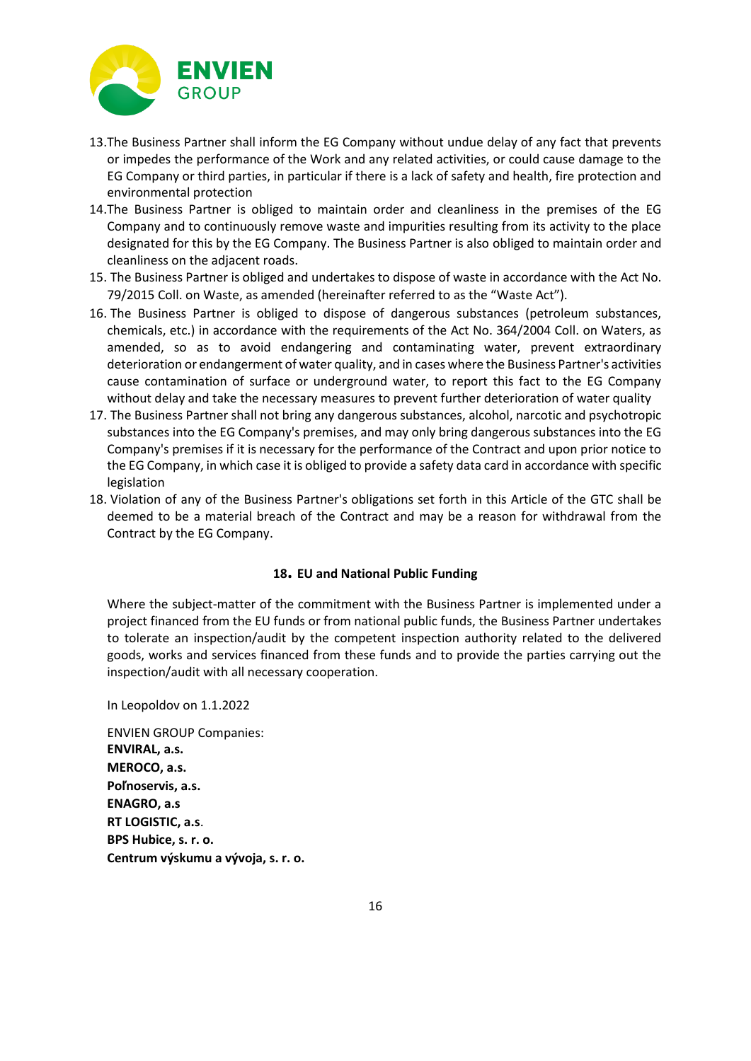13. The Business Partner shall inform the EG Company without undue delay of any fact that prevents or impedes the performance of the Work and any related activities, or could cause damage to the EG Company or third parties, in particular if there is a lack of safety and health, fire protection and environmental protection
14. The Business Partner is obliged to maintain order and cleanliness in the premises of the EG Company and to continuously remove waste and impurities resulting from its activity to the place designated for this by the EG Company. The Business Partner is also obliged to maintain order and cleanliness on the adjacent roads.
15. The Business Partner is obliged and undertakes to dispose of waste in accordance with the Act No. 79/2015 Coll. on Waste, as amended (hereinafter referred to as the "Waste Act").
16. The Business Partner is obliged to dispose of dangerous substances (petroleum substances, chemicals, etc.) in accordance with the requirements of the Act No. 364/2004 Coll. on Waters, as amended, so as to avoid endangering and contaminating water, prevent extraordinary deterioration or endangerment of water quality, and in cases where the Business Partner's activities cause contamination of surface or underground water, to report this fact to the EG Company without delay and take the necessary measures to prevent further deterioration of water quality
17. The Business Partner shall not bring any dangerous substances, alcohol, narcotic and psychotropic substances into the EG Company's premises, and may only bring dangerous substances into the EG Company's premises if it is necessary for the performance of the Contract and upon prior notice to the EG Company, in which case it is obliged to provide a safety data card in accordance with specific legislation
18. Violation of any of the Business Partner's obligations set forth in this Article of the GTC shall be deemed to be a material breach of the Contract and may be a reason for withdrawal from the Contract by the EG Company.

## 18. EU and National Public Funding

Where the subject-matter of the commitment with the Business Partner is implemented under a project financed from the EU funds or from national public funds, the Business Partner undertakes to tolerate an inspection/audit by the competent inspection authority related to the delivered goods, works and services financed from these funds and to provide the parties carrying out the inspection/audit with all necessary cooperation.

In Leopoldov on 1.1.2022

ENVIEN GROUP Companies:
**ENVIRAL, a.s.**
**MEROCO, a.s.**
**Poľnoservis, a.s.**
**ENAGRO, a.s**
**RT LOGISTIC, a.s.**
**BPS Hubice, s. r. o.**
**Centrum výskumu a vývoja, s. r. o.**